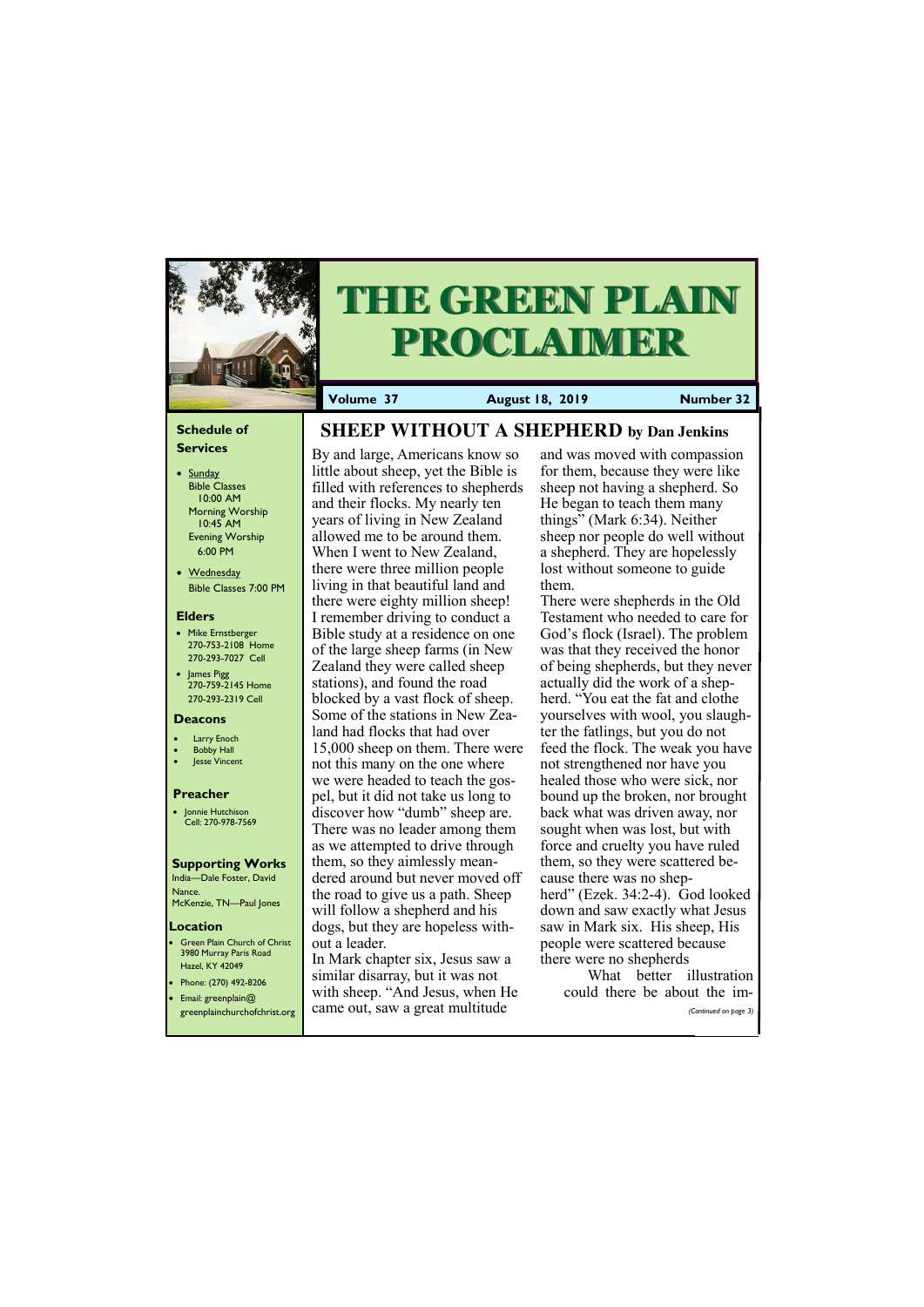# THE GREEN PLAIN PROCLAIMER

**Volume 37** | **August 18, 2019** | **Number 32**

### Schedule of Services

- Sunday
  Bible Classes 10:00 AM
  Morning Worship 10:45 AM
  Evening Worship 6:00 PM
- Wednesday
  Bible Classes 7:00 PM

### Elders

- Mike Ernstberger
  270-753-2108 Home
  270-293-7027 Cell
- James Pigg
  270-759-2145 Home
  270-293-2319 Cell

### Deacons

- Larry Enoch
- Bobby Hall
- Jesse Vincent

### Preacher

- Jonnie Hutchison
  Cell: 270-978-7569

### Supporting Works

India—Dale Foster, David Nance.
McKenzie, TN—Paul Jones

### Location

- Green Plain Church of Christ
  3980 Murray Paris Road
  Hazel, KY 42049
- Phone: (270) 492-8206
- Email: greenplain@greenplainchurchofchrist.org

## SHEEP WITHOUT A SHEPHERD by Dan Jenkins

By and large, Americans know so little about sheep, yet the Bible is filled with references to shepherds and their flocks. My nearly ten years of living in New Zealand allowed me to be around them. When I went to New Zealand, there were three million people living in that beautiful land and there were eighty million sheep! I remember driving to conduct a Bible study at a residence on one of the large sheep farms (in New Zealand they were called sheep stations), and found the road blocked by a vast flock of sheep. Some of the stations in New Zealand had flocks that had over 15,000 sheep on them. There were not this many on the one where we were headed to teach the gospel, but it did not take us long to discover how "dumb" sheep are. There was no leader among them as we attempted to drive through them, so they aimlessly meandered around but never moved off the road to give us a path. Sheep will follow a shepherd and his dogs, but they are hopeless without a leader.

In Mark chapter six, Jesus saw a similar disarray, but it was not with sheep. "And Jesus, when He came out, saw a great multitude and was moved with compassion for them, because they were like sheep not having a shepherd. So He began to teach them many things" (Mark 6:34). Neither sheep nor people do well without a shepherd. They are hopelessly lost without someone to guide them.

There were shepherds in the Old Testament who needed to care for God's flock (Israel). The problem was that they received the honor of being shepherds, but they never actually did the work of a shepherd. "You eat the fat and clothe yourselves with wool, you slaughter the fatlings, but you do not feed the flock. The weak you have not strengthened nor have you healed those who were sick, nor bound up the broken, nor brought back what was driven away, nor sought when was lost, but with force and cruelty you have ruled them, so they were scattered because there was no shepherd" (Ezek. 34:2-4). God looked down and saw exactly what Jesus saw in Mark six. His sheep, His people were scattered because there were no shepherds

What better illustration could there be about the im-

*(Continued on page 3)*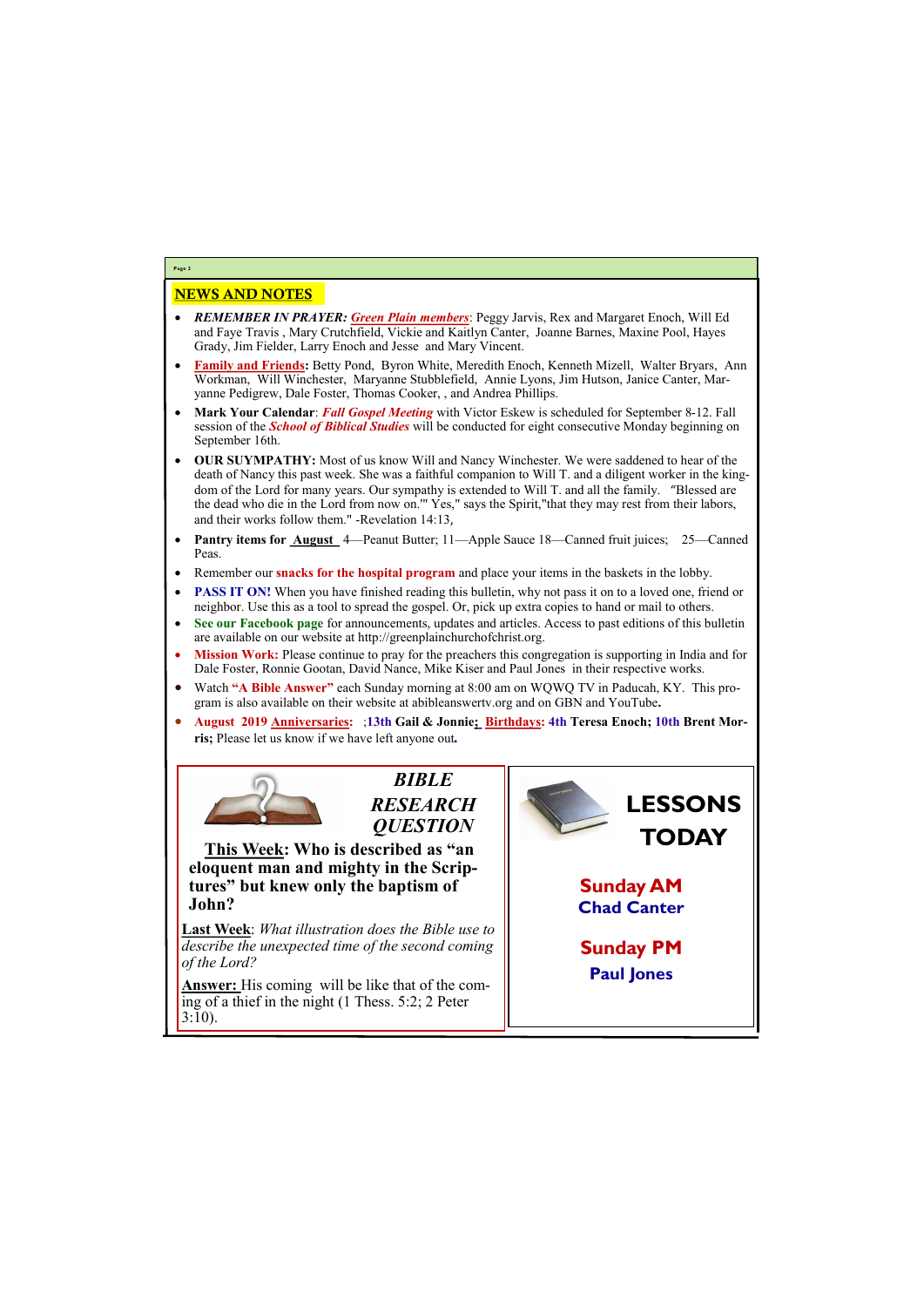## NEWS AND NOTES

- ***REMEMBER IN PRAYER:*** ***Green Plain members***: Peggy Jarvis, Rex and Margaret Enoch, Will Ed and Faye Travis , Mary Crutchfield, Vickie and Kaitlyn Canter, Joanne Barnes, Maxine Pool, Hayes Grady, Jim Fielder, Larry Enoch and Jesse and Mary Vincent.
- **Family and Friends:** Betty Pond, Byron White, Meredith Enoch, Kenneth Mizell, Walter Bryars, Ann Workman, Will Winchester, Maryanne Stubblefield, Annie Lyons, Jim Hutson, Janice Canter, Maryanne Pedigrew, Dale Foster, Thomas Cooker, , and Andrea Phillips.
- **Mark Your Calendar**: ***Fall Gospel Meeting*** with Victor Eskew is scheduled for September 8-12. Fall session of the ***School of Biblical Studies*** will be conducted for eight consecutive Monday beginning on September 16th.
- **OUR SUYMPATHY:** Most of us know Will and Nancy Winchester. We were saddened to hear of the death of Nancy this past week. She was a faithful companion to Will T. and a diligent worker in the kingdom of the Lord for many years. Our sympathy is extended to Will T. and all the family. "Blessed are the dead who die in the Lord from now on.'" Yes," says the Spirit,"that they may rest from their labors, and their works follow them." -Revelation 14:13,
- **Pantry items for August** 4—Peanut Butter; 11—Apple Sauce 18—Canned fruit juices; 25—Canned Peas.
- Remember our **snacks for the hospital program** and place your items in the baskets in the lobby.
- **PASS IT ON!** When you have finished reading this bulletin, why not pass it on to a loved one, friend or neighbor. Use this as a tool to spread the gospel. Or, pick up extra copies to hand or mail to others.
- **See our Facebook page** for announcements, updates and articles. Access to past editions of this bulletin are available on our website at http://greenplainchurchofchrist.org.
- **Mission Work:** Please continue to pray for the preachers this congregation is supporting in India and for Dale Foster, Ronnie Gootan, David Nance, Mike Kiser and Paul Jones in their respective works.
- Watch **"A Bible Answer"** each Sunday morning at 8:00 am on WQWQ TV in Paducah, KY. This program is also available on their website at abibleanswertv.org and on GBN and YouTube**.**
- **August 2019 Anniversaries:** ;**13th Gail & Jonnie; Birthdays: 4th Teresa Enoch; 10th Brent Morris;** Please let us know if we have left anyone out**.**

## *BIBLE RESEARCH QUESTION*

**This Week: Who is described as "an eloquent man and mighty in the Scriptures" but knew only the baptism of John?**

**Last Week**: *What illustration does the Bible use to describe the unexpected time of the second coming of the Lord?*

**Answer:** His coming will be like that of the coming of a thief in the night (1 Thess. 5:2; 2 Peter 3:10).

## LESSONS TODAY

**Sunday AM**
**Chad Canter**

**Sunday PM**
**Paul Jones**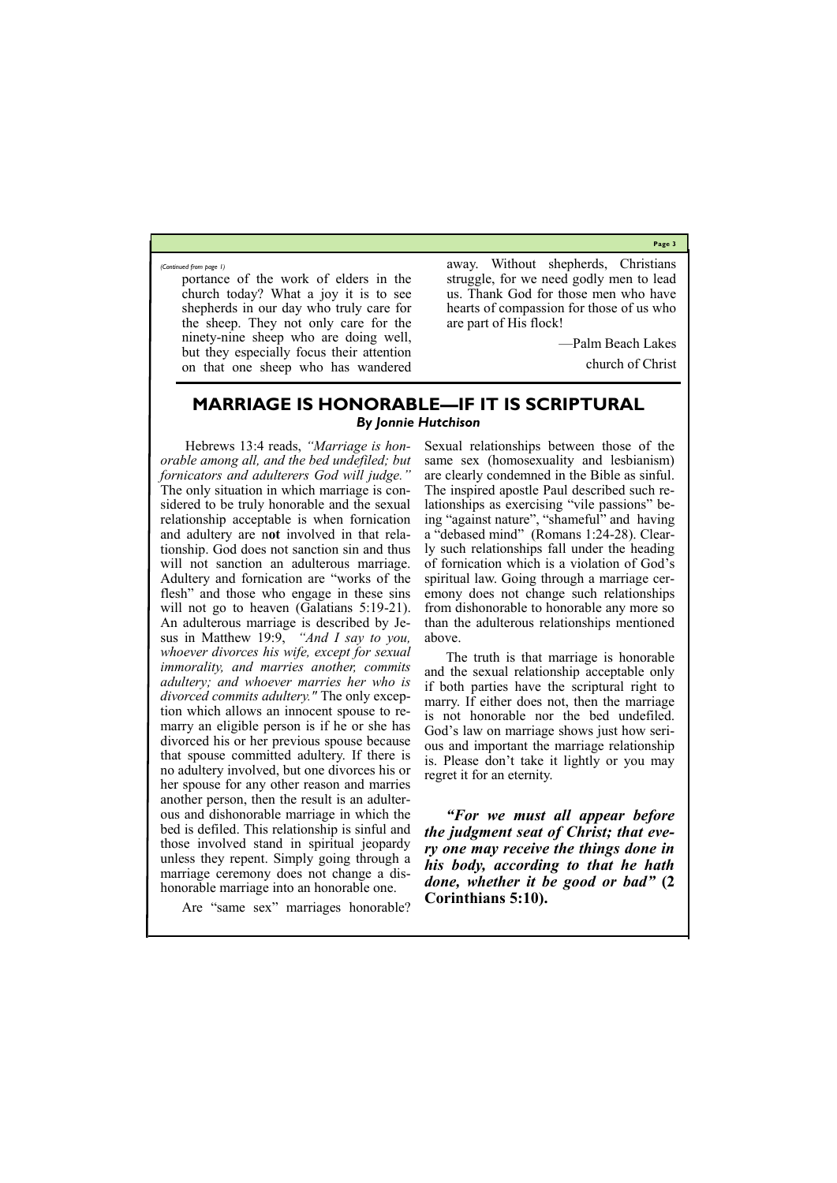*(Continued from page 1)*

portance of the work of elders in the church today? What a joy it is to see shepherds in our day who truly care for the sheep. They not only care for the ninety-nine sheep who are doing well, but they especially focus their attention on that one sheep who has wandered away. Without shepherds, Christians struggle, for we need godly men to lead us. Thank God for those men who have hearts of compassion for those of us who are part of His flock!

—Palm Beach Lakes church of Christ

## MARRIAGE IS HONORABLE—IF IT IS SCRIPTURAL

***By Jonnie Hutchison***

Hebrews 13:4 reads, *"Marriage is honorable among all, and the bed undefiled; but fornicators and adulterers God will judge."* The only situation in which marriage is considered to be truly honorable and the sexual relationship acceptable is when fornication and adultery are n**ot** involved in that relationship. God does not sanction sin and thus will not sanction an adulterous marriage. Adultery and fornication are "works of the flesh" and those who engage in these sins will not go to heaven (Galatians 5:19-21). An adulterous marriage is described by Jesus in Matthew 19:9, *"And I say to you, whoever divorces his wife, except for sexual immorality, and marries another, commits adultery; and whoever marries her who is divorced commits adultery."* The only exception which allows an innocent spouse to remarry an eligible person is if he or she has divorced his or her previous spouse because that spouse committed adultery. If there is no adultery involved, but one divorces his or her spouse for any other reason and marries another person, then the result is an adulterous and dishonorable marriage in which the bed is defiled. This relationship is sinful and those involved stand in spiritual jeopardy unless they repent. Simply going through a marriage ceremony does not change a dishonorable marriage into an honorable one.

Are "same sex" marriages honorable? Sexual relationships between those of the same sex (homosexuality and lesbianism) are clearly condemned in the Bible as sinful. The inspired apostle Paul described such relationships as exercising "vile passions" being "against nature", "shameful" and having a "debased mind" (Romans 1:24-28). Clearly such relationships fall under the heading of fornication which is a violation of God's spiritual law. Going through a marriage ceremony does not change such relationships from dishonorable to honorable any more so than the adulterous relationships mentioned above.

The truth is that marriage is honorable and the sexual relationship acceptable only if both parties have the scriptural right to marry. If either does not, then the marriage is not honorable nor the bed undefiled. God's law on marriage shows just how serious and important the marriage relationship is. Please don't take it lightly or you may regret it for an eternity.

***"For we must all appear before the judgment seat of Christ; that every one may receive the things done in his body, according to that he hath done, whether it be good or bad"* (2 Corinthians 5:10).**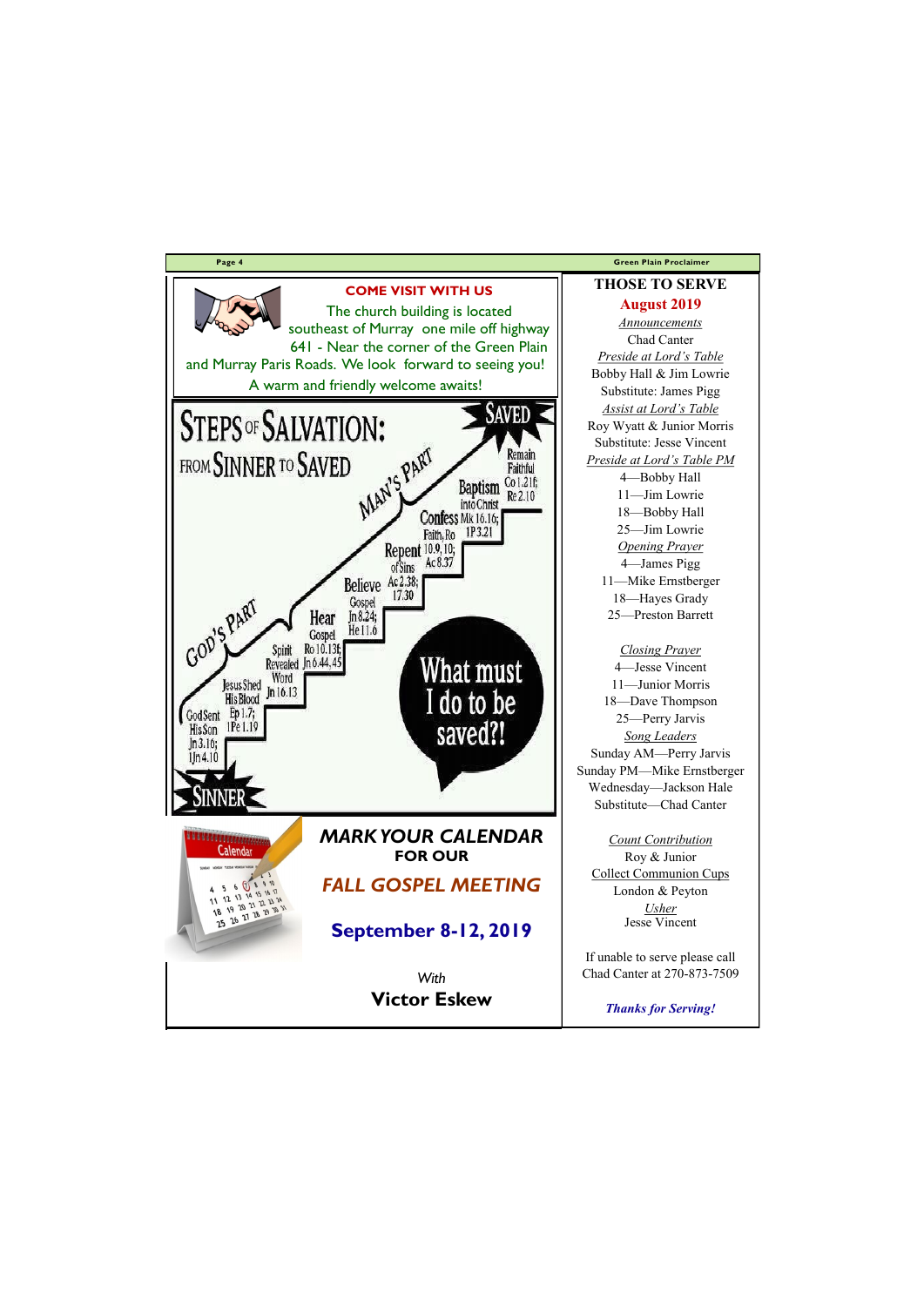## COME VISIT WITH US

The church building is located southeast of Murray one mile off highway 641 - Near the corner of the Green Plain and Murray Paris Roads. We look forward to seeing you!

A warm and friendly welcome awaits!

STEPS OF SALVATION: FROM SINNER TO SAVED

SAVED

Remain Faithful Co 1.21f; Re 2.10

Baptism into Christ

Confess Mk 16.16; 1P 3.21

Faith, Ro 10.9, 10; Ac 8.37

Repent of Sins Ac 2.38; 17.30

Believe Gospel Jn 8.24; He 11.6

Hear Gospel Ro 10.13f; Jn 6.44, 45

Spirit Revealed Word Jn 16.13

Jesus Shed His Blood Ep 1.7; 1Pe 1.19

God Sent His Son Jn 3.16; 1Jn 4.10

MAN'S PART

GOD'S PART

What must I do to be saved?!

SINNER

## MARK YOUR CALENDAR FOR OUR

## FALL GOSPEL MEETING

## September 8-12, 2019

*With*

**Victor Eskew**

## THOSE TO SERVE

### August 2019

*Announcements*
Chad Canter

*Preside at Lord's Table*
Bobby Hall & Jim Lowrie
Substitute: James Pigg

*Assist at Lord's Table*
Roy Wyatt & Junior Morris
Substitute: Jesse Vincent

*Preside at Lord's Table PM*
4—Bobby Hall
11—Jim Lowrie
18—Bobby Hall
25—Jim Lowrie

*Opening Prayer*
4—James Pigg
11—Mike Ernstberger
18—Hayes Grady
25—Preston Barrett

*Closing Prayer*
4—Jesse Vincent
11—Junior Morris
18—Dave Thompson
25—Perry Jarvis

*Song Leaders*
Sunday AM—Perry Jarvis
Sunday PM—Mike Ernstberger
Wednesday—Jackson Hale
Substitute—Chad Canter

*Count Contribution*
Roy & Junior

Collect Communion Cups
London & Peyton

*Usher*
Jesse Vincent

If unable to serve please call Chad Canter at 270-873-7509

***Thanks for Serving!***